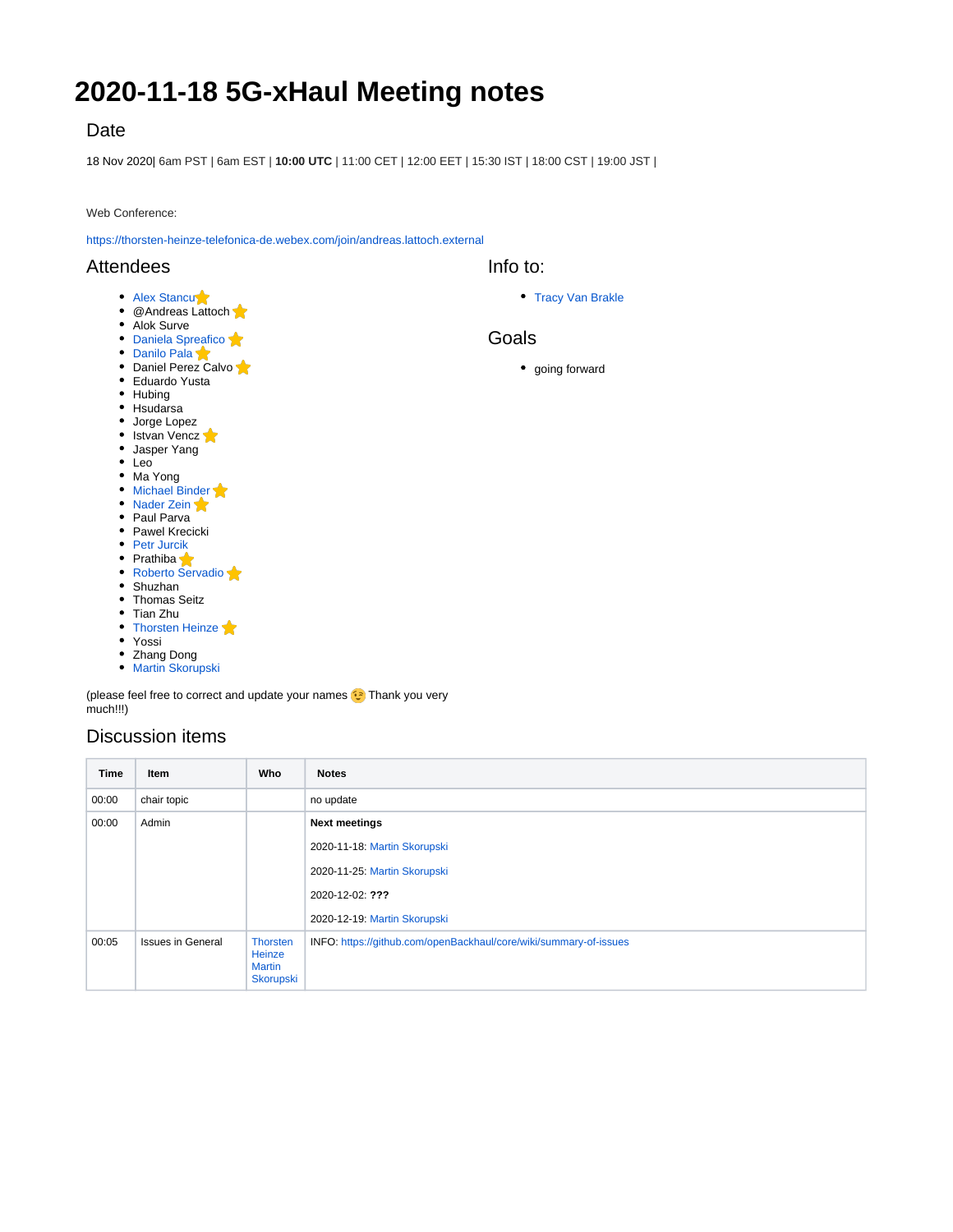# 2020-11-18 5G-xHaul Meeting notes

## Date

18 Nov 2020| 6am PST | 6am EST | **10:00 UTC** | 11:00 CET | 12:00 EET | 15:30 IST | 18:00 CST | 19:00 JST |

Web Conference:

https://thorsten-heinze-telefonica-de.webex.com/join/andreas.lattoch.external

## Attendees

- Alex Stancu ⭐
- @Andreas Lattoch ⭐
- Alok Surve
- Daniela Spreafico ⭐
- Danilo Pala ⭐
- Daniel Perez Calvo ⭐
- Eduardo Yusta
- Hubing
- Hsudarsa
- Jorge Lopez
- Istvan Vencz ⭐
- Jasper Yang
- Leo
- Ma Yong
- Michael Binder ⭐
- Nader Zein ⭐
- Paul Parva
- Pawel Krecicki
- Petr Jurcik
- Prathiba ⭐
- Roberto Servadio ⭐
- Shuzhan
- Thomas Seitz
- Tian Zhu
- Thorsten Heinze ⭐
- Yossi
- Zhang Dong
- Martin Skorupski

(please feel free to correct and update your names 😉 Thank you very much!!!)

## Info to:

- Tracy Van Brakle

## Goals

- going forward

## Discussion items

| Time | Item | Who | Notes |
|---|---|---|---|
| 00:00 | chair topic | | no update |
| 00:00 | Admin | | **Next meetings**<br>2020-11-18: Martin Skorupski<br>2020-11-25: Martin Skorupski<br>2020-12-02: **???**<br>2020-12-19: Martin Skorupski |
| 00:05 | Issues in General | Thorsten Heinze<br>Martin Skorupski | INFO: https://github.com/openBackhaul/core/wiki/summary-of-issues |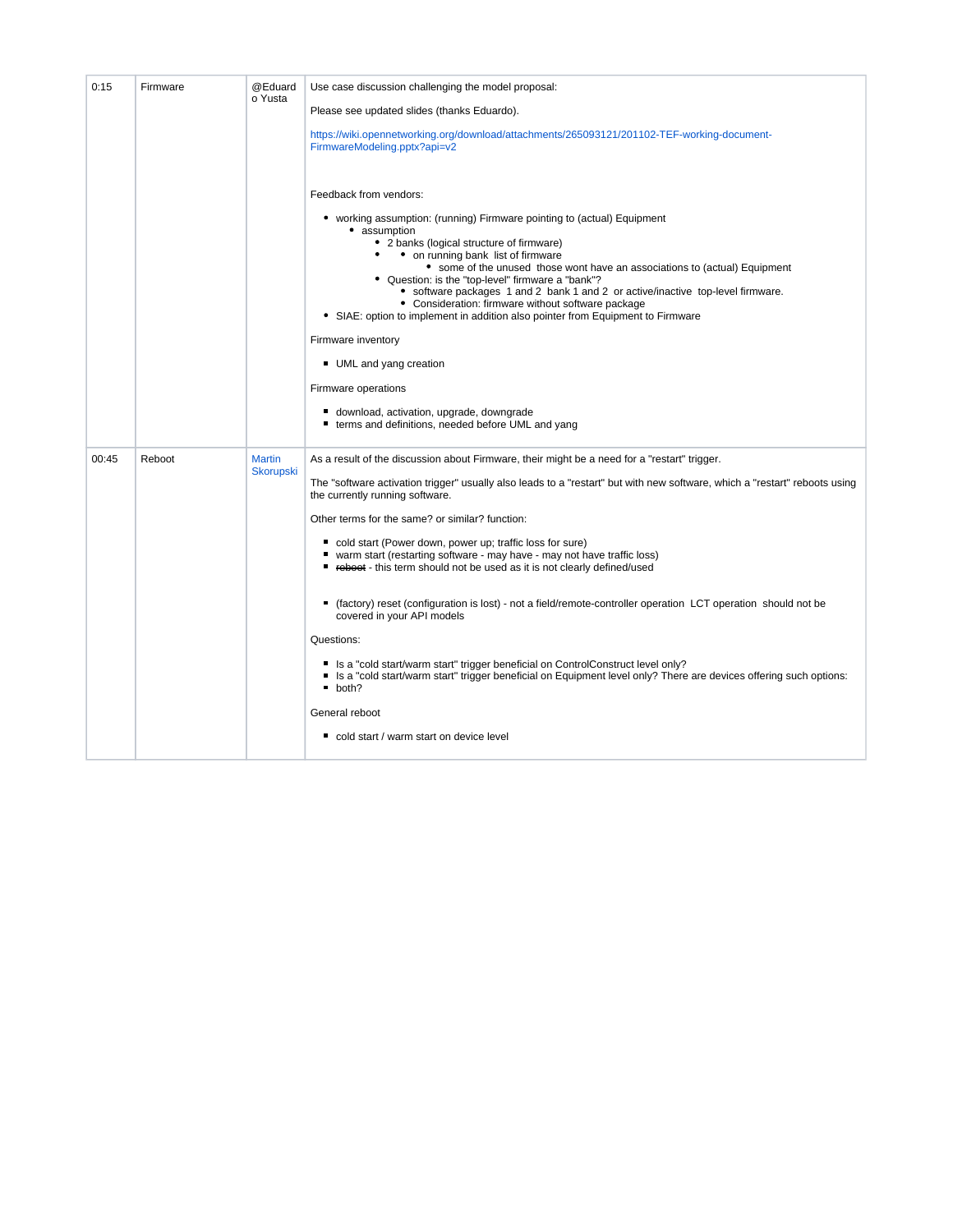| | | | |
|---|---|---|---|
| 0:15 | Firmware | @Eduardo Yusta | Use case discussion challenging the model proposal:<br><br>Please see updated slides (thanks Eduardo).<br><br>https://wiki.opennetworking.org/download/attachments/265093121/201102-TEF-working-document-FirmwareModeling.pptx?api=v2<br><br>Feedback from vendors:<br><br>• working assumption: (running) Firmware pointing to (actual) Equipment<br>&nbsp;&nbsp;• assumption<br>&nbsp;&nbsp;&nbsp;&nbsp;• 2 banks (logical structure of firmware)<br>&nbsp;&nbsp;&nbsp;&nbsp;• • on running bank list of firmware<br>&nbsp;&nbsp;&nbsp;&nbsp;&nbsp;&nbsp;&nbsp;&nbsp;• some of the unused those wont have an associations to (actual) Equipment<br>&nbsp;&nbsp;&nbsp;&nbsp;• Question: is the "top-level" firmware a "bank"?<br>&nbsp;&nbsp;&nbsp;&nbsp;&nbsp;&nbsp;• software packages 1 and 2 bank 1 and 2 or active/inactive top-level firmware.<br>&nbsp;&nbsp;&nbsp;&nbsp;&nbsp;&nbsp;• Consideration: firmware without software package<br>• SIAE: option to implement in addition also pointer from Equipment to Firmware<br><br>Firmware inventory<br><br>▪ UML and yang creation<br><br>Firmware operations<br><br>▪ download, activation, upgrade, downgrade<br>▪ terms and definitions, needed before UML and yang |
| 00:45 | Reboot | Martin Skorupski | As a result of the discussion about Firmware, their might be a need for a "restart" trigger.<br><br>The "software activation trigger" usually also leads to a "restart" but with new software, which a "restart" reboots using the currently running software.<br><br>Other terms for the same? or similar? function:<br><br>▪ cold start (Power down, power up; traffic loss for sure)<br>▪ warm start (restarting software - may have - may not have traffic loss)<br>▪ ~~reboot~~ - this term should not be used as it is not clearly defined/used<br><br>▪ (factory) reset (configuration is lost) - not a field/remote-controller operation LCT operation should not be covered in your API models<br><br>Questions:<br><br>▪ Is a "cold start/warm start" trigger beneficial on ControlConstruct level only?<br>▪ Is a "cold start/warm start" trigger beneficial on Equipment level only? There are devices offering such options:<br>▪ both?<br><br>General reboot<br><br>▪ cold start / warm start on device level |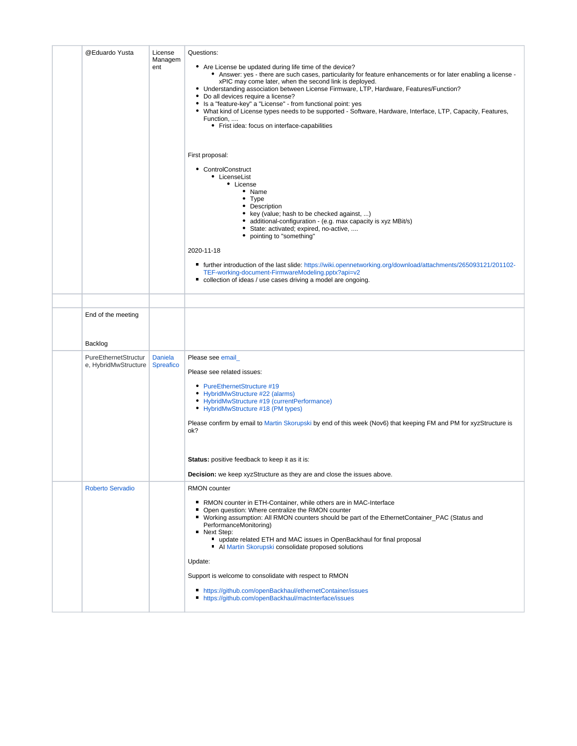| | | | |
|---|---|---|---|
| | @Eduardo Yusta | License Management | Questions:<br><br>• Are License be updated during life time of the device?<br>  • Answer: yes - there are such cases, particularity for feature enhancements or for later enabling a license - xPIC may come later, when the second link is deployed.<br>• Understanding association between License Firmware, LTP, Hardware, Features/Function?<br>• Do all devices require a license?<br>• Is a "feature-key" a "License" - from functional point: yes<br>• What kind of License types needs to be supported - Software, Hardware, Interface, LTP, Capacity, Features, Function, ....<br>  • Frist idea: focus on interface-capabilities<br><br>First proposal:<br><br>• ControlConstruct<br>  • LicenseList<br>    • License<br>      • Name<br>      • Type<br>      • Description<br>      • key (value; hash to be checked against, ...)<br>      • additional-configuration - (e.g. max capacity is xyz MBit/s)<br>      • State: activated; expired, no-active, ....<br>      • pointing to "something"<br><br>2020-11-18<br><br>▪ further introduction of the last slide: https://wiki.opennetworking.org/download/attachments/265093121/201102-TEF-working-document-FirmwareModeling.pptx?api=v2<br>▪ collection of ideas / use cases driving a model are ongoing. |
| | | | |
| | End of the meeting<br><br>Backlog | | |
| | PureEthernetStructure, HybridMwStructure | Daniela Spreafico | Please see email_<br><br>Please see related issues:<br><br>• PureEthernetStructure #19<br>• HybridMwStructure #22 (alarms)<br>• HybridMwStructure #19 (currentPerformance)<br>• HybridMwStructure #18 (PM types)<br><br>Please confirm by email to Martin Skorupski by end of this week (Nov6) that keeping FM and PM for xyzStructure is ok?<br><br>**Status:** positive feedback to keep it as it is:<br><br>**Decision:** we keep xyzStructure as they are and close the issues above. |
| | Roberto Servadio | | RMON counter<br><br>▪ RMON counter in ETH-Container, while others are in MAC-Interface<br>▪ Open question: Where centralize the RMON counter<br>▪ Working assumption: All RMON counters should be part of the EthernetContainer_PAC (Status and PerformanceMonitoring)<br>▪ Next Step:<br>  ▪ update related ETH and MAC issues in OpenBackhaul for final proposal<br>  ▪ AI Martin Skorupski consolidate proposed solutions<br><br>Update:<br><br>Support is welcome to consolidate with respect to RMON<br><br>▪ https://github.com/openBackhaul/ethernetContainer/issues<br>▪ https://github.com/openBackhaul/macInterface/issues |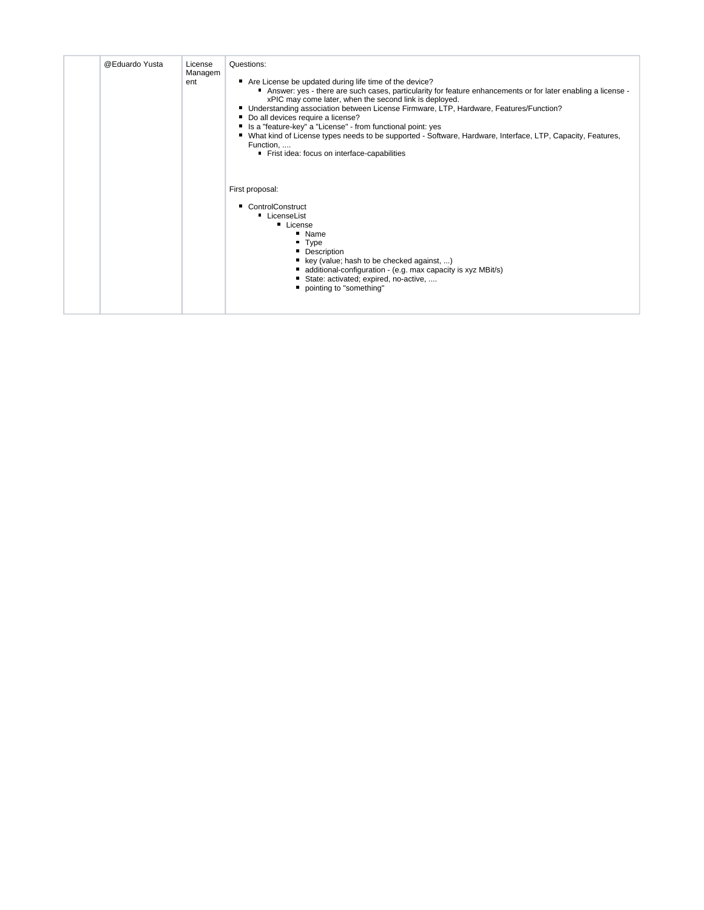|  | @Eduardo Yusta | License Management | Questions:<br><br>- Are License be updated during life time of the device?<br>  - Answer: yes - there are such cases, particularity for feature enhancements or for later enabling a license - xPIC may come later, when the second link is deployed.<br>- Understanding association between License Firmware, LTP, Hardware, Features/Function?<br>- Do all devices require a license?<br>- Is a "feature-key" a "License" - from functional point: yes<br>- What kind of License types needs to be supported - Software, Hardware, Interface, LTP, Capacity, Features, Function, ....<br>  - Frist idea: focus on interface-capabilities<br><br>First proposal:<br><br>- ControlConstruct<br>  - LicenseList<br>    - License<br>      - Name<br>      - Type<br>      - Description<br>      - key (value; hash to be checked against, ...)<br>      - additional-configuration - (e.g. max capacity is xyz MBit/s)<br>      - State: activated; expired, no-active, ....<br>      - pointing to "something" |
|---|---|---|---|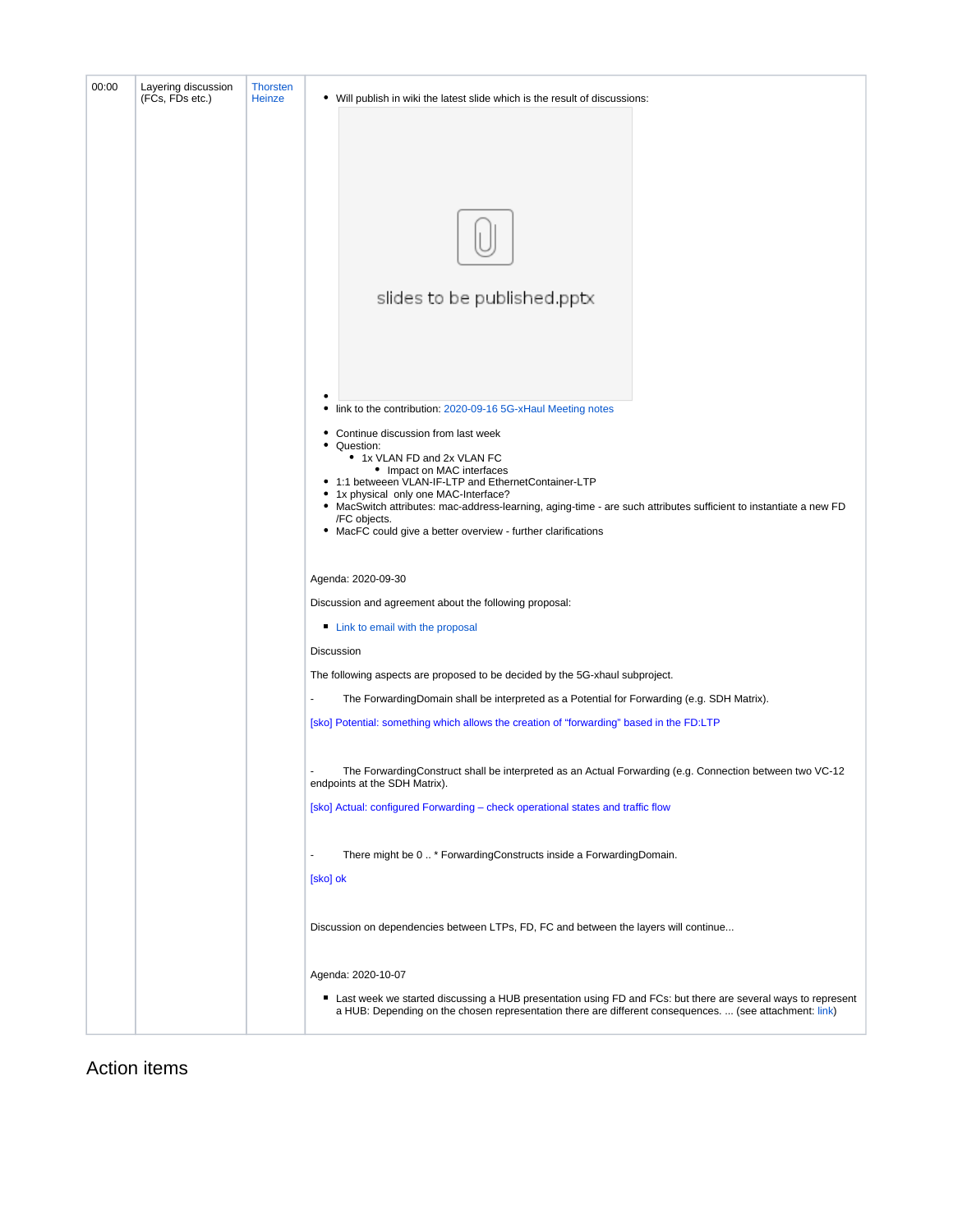| | | | |
|---|---|---|---|
| 00:00 | Layering discussion (FCs, FDs etc.) | Thorsten Heinze | • Will publish in wiki the latest slide which is the result of discussions:<br>slides to be published.pptx<br>•<br>• link to the contribution: 2020-09-16 5G-xHaul Meeting notes<br><br>• Continue discussion from last week<br>• Question:<br>  • 1x VLAN FD and 2x VLAN FC<br>    • Impact on MAC interfaces<br>• 1:1 betweeen VLAN-IF-LTP and EthernetContainer-LTP<br>• 1x physical only one MAC-Interface?<br>• MacSwitch attributes: mac-address-learning, aging-time - are such attributes sufficient to instantiate a new FD /FC objects.<br>• MacFC could give a better overview - further clarifications<br><br>Agenda: 2020-09-30<br><br>Discussion and agreement about the following proposal:<br><br>▪ Link to email with the proposal<br><br>Discussion<br><br>The following aspects are proposed to be decided by the 5G-xhaul subproject.<br><br>- The ForwardingDomain shall be interpreted as a Potential for Forwarding (e.g. SDH Matrix).<br><br>[sko] Potential: something which allows the creation of "forwarding" based in the FD:LTP<br><br>- The ForwardingConstruct shall be interpreted as an Actual Forwarding (e.g. Connection between two VC-12 endpoints at the SDH Matrix).<br><br>[sko] Actual: configured Forwarding – check operational states and traffic flow<br><br>- There might be 0 .. * ForwardingConstructs inside a ForwardingDomain.<br><br>[sko] ok<br><br>Discussion on dependencies between LTPs, FD, FC and between the layers will continue...<br><br>Agenda: 2020-10-07<br><br>▪ Last week we started discussing a HUB presentation using FD and FCs: but there are several ways to represent a HUB: Depending on the chosen representation there are different consequences. ... (see attachment: link) |

## Action items